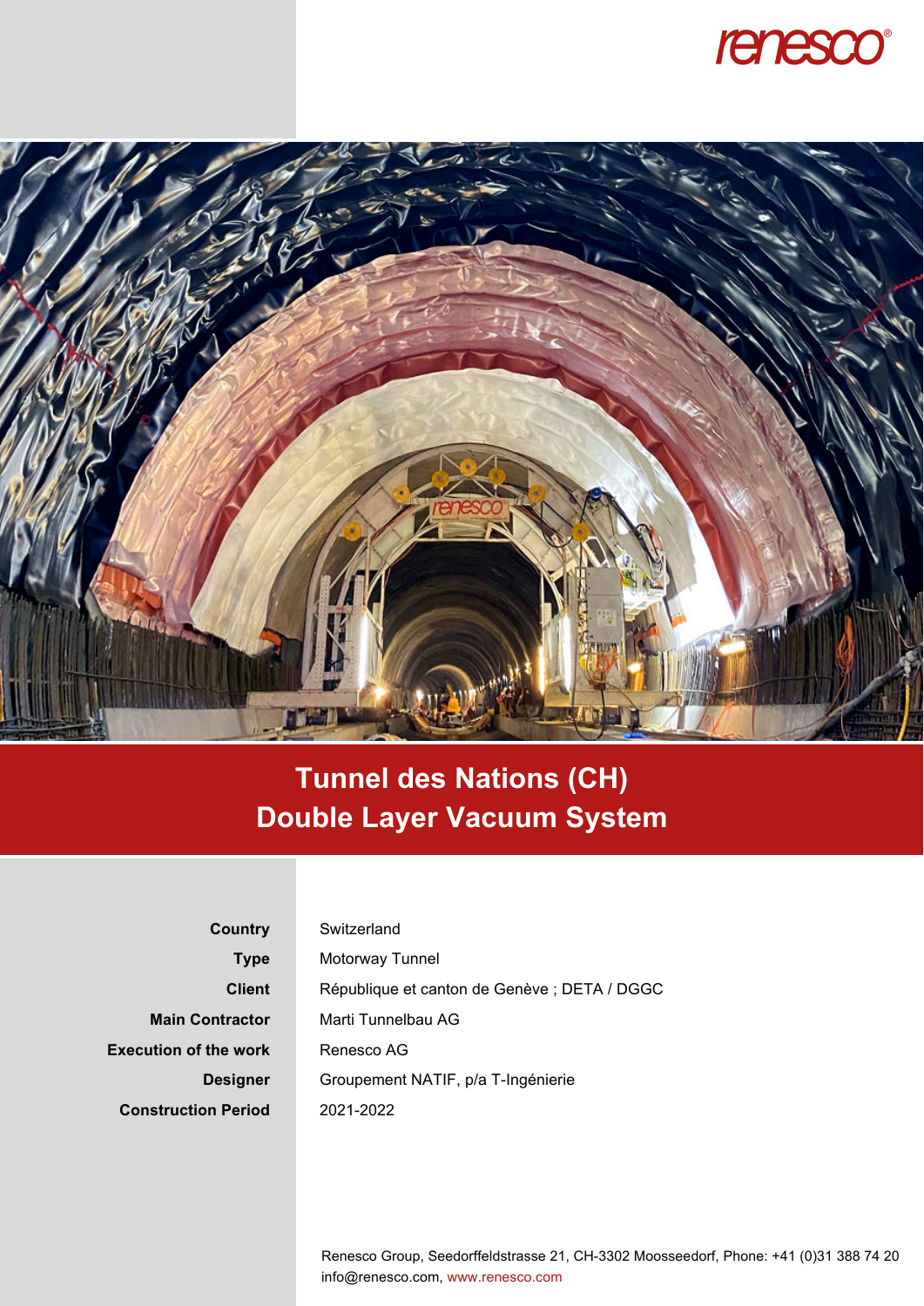renesco®

# Tunnel des Nations (CH)
# Double Layer Vacuum System

| | |
|---|---|
| **Country** | Switzerland |
| **Type** | Motorway Tunnel |
| **Client** | République et canton de Genève ; DETA / DGGC |
| **Main Contractor** | Marti Tunnelbau AG |
| **Execution of the work** | Renesco AG |
| **Designer** | Groupement NATIF, p/a T-Ingénierie |
| **Construction Period** | 2021-2022 |

Renesco Group, Seedorffeldstrasse 21, CH-3302 Moosseedorf, Phone: +41 (0)31 388 74 20
info@renesco.com, www.renesco.com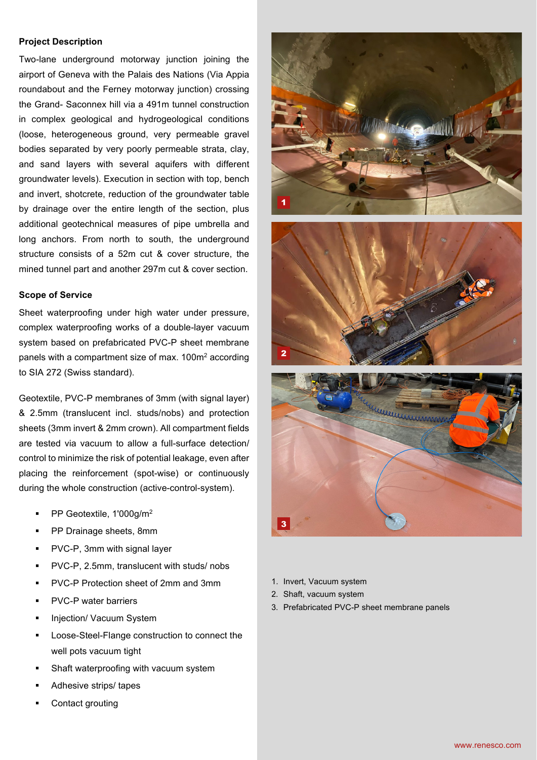**Project Description**

Two-lane underground motorway junction joining the airport of Geneva with the Palais des Nations (Via Appia roundabout and the Ferney motorway junction) crossing the Grand- Saconnex hill via a 491m tunnel construction in complex geological and hydrogeological conditions (loose, heterogeneous ground, very permeable gravel bodies separated by very poorly permeable strata, clay, and sand layers with several aquifers with different groundwater levels). Execution in section with top, bench and invert, shotcrete, reduction of the groundwater table by drainage over the entire length of the section, plus additional geotechnical measures of pipe umbrella and long anchors. From north to south, the underground structure consists of a 52m cut & cover structure, the mined tunnel part and another 297m cut & cover section.

**Scope of Service**

Sheet waterproofing under high water under pressure, complex waterproofing works of a double-layer vacuum system based on prefabricated PVC-P sheet membrane panels with a compartment size of max. 100m$^2$ according to SIA 272 (Swiss standard).

Geotextile, PVC-P membranes of 3mm (with signal layer) & 2.5mm (translucent incl. studs/nobs) and protection sheets (3mm invert & 2mm crown). All compartment fields are tested via vacuum to allow a full-surface detection/ control to minimize the risk of potential leakage, even after placing the reinforcement (spot-wise) or continuously during the whole construction (active-control-system).

- PP Geotextile, 1'000g/m$^2$
- PP Drainage sheets, 8mm
- PVC-P, 3mm with signal layer
- PVC-P, 2.5mm, translucent with studs/ nobs
- PVC-P Protection sheet of 2mm and 3mm
- PVC-P water barriers
- Injection/ Vacuum System
- Loose-Steel-Flange construction to connect the well pots vacuum tight
- Shaft waterproofing with vacuum system
- Adhesive strips/ tapes
- Contact grouting

1. Invert, Vacuum system
2. Shaft, vacuum system
3. Prefabricated PVC-P sheet membrane panels

www.renesco.com